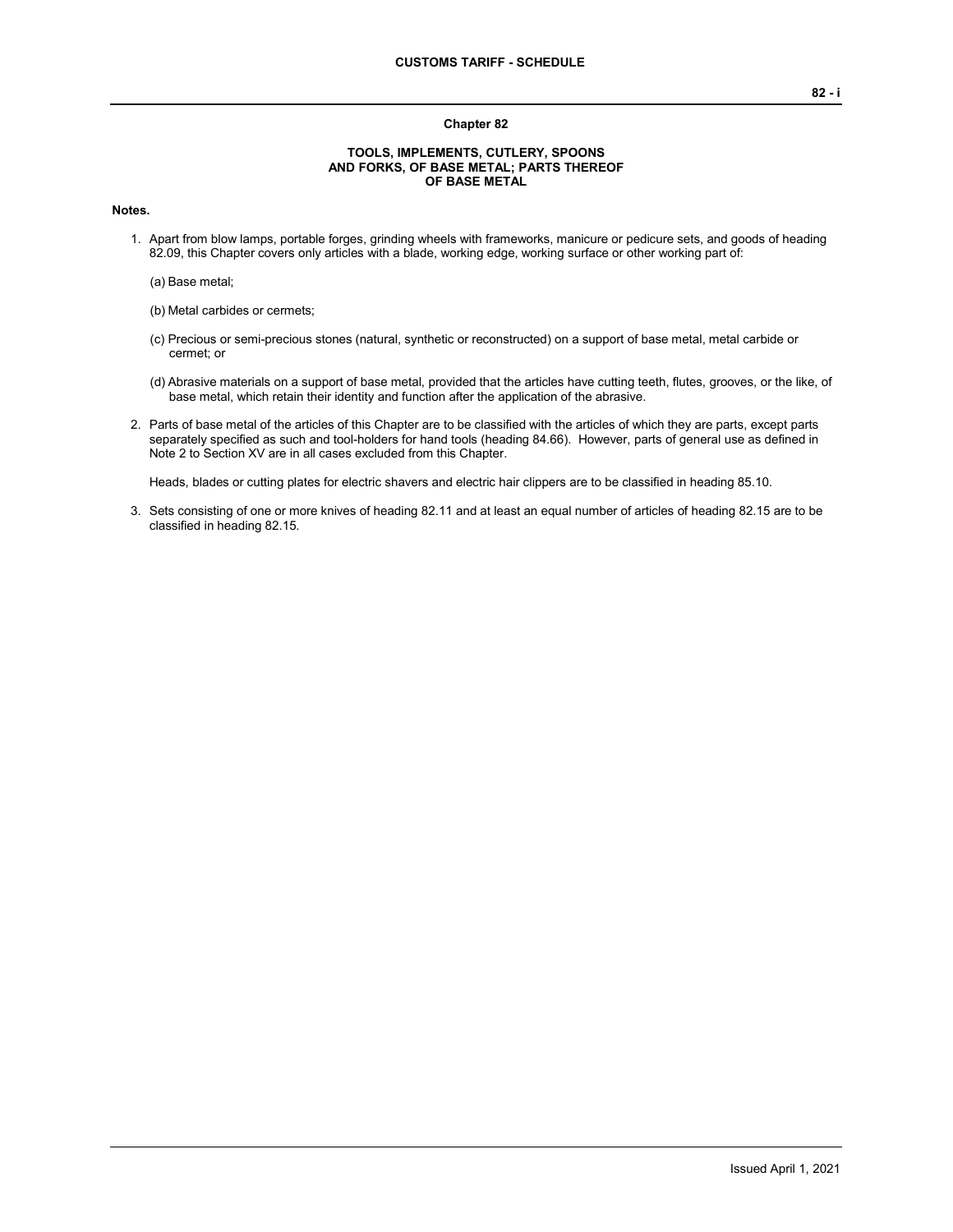## Chapter 82

### TOOLS, IMPLEMENTS, CUTLERY, SPOONS AND FORKS, OF BASE METAL; PARTS THEREOF OF BASE METAL

**Notes.**

1. Apart from blow lamps, portable forges, grinding wheels with frameworks, manicure or pedicure sets, and goods of heading 82.09, this Chapter covers only articles with a blade, working edge, working surface or other working part of:

   (a) Base metal;

   (b) Metal carbides or cermets;

   (c) Precious or semi-precious stones (natural, synthetic or reconstructed) on a support of base metal, metal carbide or cermet; or

   (d) Abrasive materials on a support of base metal, provided that the articles have cutting teeth, flutes, grooves, or the like, of base metal, which retain their identity and function after the application of the abrasive.

2. Parts of base metal of the articles of this Chapter are to be classified with the articles of which they are parts, except parts separately specified as such and tool-holders for hand tools (heading 84.66). However, parts of general use as defined in Note 2 to Section XV are in all cases excluded from this Chapter.

   Heads, blades or cutting plates for electric shavers and electric hair clippers are to be classified in heading 85.10.

3. Sets consisting of one or more knives of heading 82.11 and at least an equal number of articles of heading 82.15 are to be classified in heading 82.15.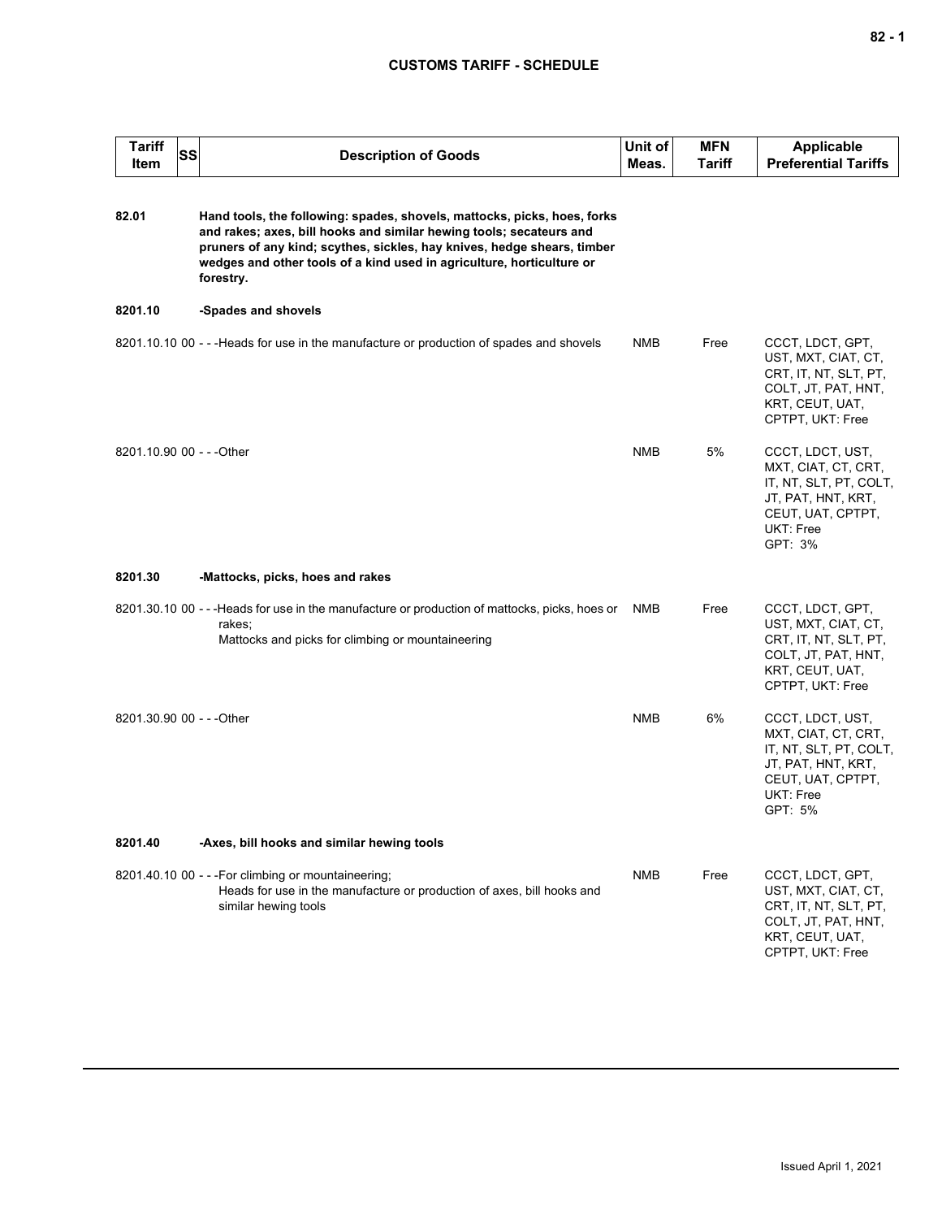| Tariff Item | SS | Description of Goods | Unit of Meas. | MFN Tariff | Applicable Preferential Tariffs |
|---|---|---|---|---|---|
| 82.01 | | **Hand tools, the following: spades, shovels, mattocks, picks, hoes, forks and rakes; axes, bill hooks and similar hewing tools; secateurs and pruners of any kind; scythes, sickles, hay knives, hedge shears, timber wedges and other tools of a kind used in agriculture, horticulture or forestry.** | | | |
| 8201.10 | | **-Spades and shovels** | | | |
| 8201.10.10 | 00 | - - -Heads for use in the manufacture or production of spades and shovels | NMB | Free | CCCT, LDCT, GPT, UST, MXT, CIAT, CT, CRT, IT, NT, SLT, PT, COLT, JT, PAT, HNT, KRT, CEUT, UAT, CPTPT, UKT: Free |
| 8201.10.90 | 00 | - - -Other | NMB | 5% | CCCT, LDCT, UST, MXT, CIAT, CT, CRT, IT, NT, SLT, PT, COLT, JT, PAT, HNT, KRT, CEUT, UAT, CPTPT, UKT: Free<br>GPT: 3% |
| 8201.30 | | **-Mattocks, picks, hoes and rakes** | | | |
| 8201.30.10 | 00 | - - -Heads for use in the manufacture or production of mattocks, picks, hoes or rakes;<br>Mattocks and picks for climbing or mountaineering | NMB | Free | CCCT, LDCT, GPT, UST, MXT, CIAT, CT, CRT, IT, NT, SLT, PT, COLT, JT, PAT, HNT, KRT, CEUT, UAT, CPTPT, UKT: Free |
| 8201.30.90 | 00 | - - -Other | NMB | 6% | CCCT, LDCT, UST, MXT, CIAT, CT, CRT, IT, NT, SLT, PT, COLT, JT, PAT, HNT, KRT, CEUT, UAT, CPTPT, UKT: Free<br>GPT: 5% |
| 8201.40 | | **-Axes, bill hooks and similar hewing tools** | | | |
| 8201.40.10 | 00 | - - -For climbing or mountaineering;<br>Heads for use in the manufacture or production of axes, bill hooks and similar hewing tools | NMB | Free | CCCT, LDCT, GPT, UST, MXT, CIAT, CT, CRT, IT, NT, SLT, PT, COLT, JT, PAT, HNT, KRT, CEUT, UAT, CPTPT, UKT: Free |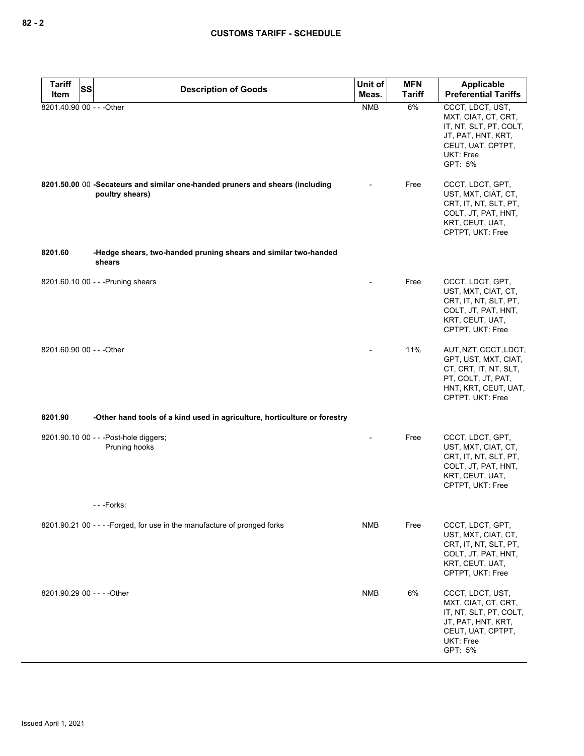| Tariff Item | SS | Description of Goods | Unit of Meas. | MFN Tariff | Applicable Preferential Tariffs |
|---|---|---|---|---|---|
| 8201.40.90 | 00 | - - -Other | NMB | 6% | CCCT, LDCT, UST, MXT, CIAT, CT, CRT, IT, NT, SLT, PT, COLT, JT, PAT, HNT, KRT, CEUT, UAT, CPTPT, UKT: Free<br>GPT: 5% |
| **8201.50.00** | 00 | **-Secateurs and similar one-handed pruners and shears (including poultry shears)** | - | Free | CCCT, LDCT, GPT, UST, MXT, CIAT, CT, CRT, IT, NT, SLT, PT, COLT, JT, PAT, HNT, KRT, CEUT, UAT, CPTPT, UKT: Free |
| **8201.60** | | **-Hedge shears, two-handed pruning shears and similar two-handed shears** | | | |
| 8201.60.10 | 00 | - - -Pruning shears | - | Free | CCCT, LDCT, GPT, UST, MXT, CIAT, CT, CRT, IT, NT, SLT, PT, COLT, JT, PAT, HNT, KRT, CEUT, UAT, CPTPT, UKT: Free |
| 8201.60.90 | 00 | - - -Other | - | 11% | AUT, NZT, CCCT, LDCT, GPT, UST, MXT, CIAT, CT, CRT, IT, NT, SLT, PT, COLT, JT, PAT, HNT, KRT, CEUT, UAT, CPTPT, UKT: Free |
| **8201.90** | | **-Other hand tools of a kind used in agriculture, horticulture or forestry** | | | |
| 8201.90.10 | 00 | - - -Post-hole diggers;<br>Pruning hooks | - | Free | CCCT, LDCT, GPT, UST, MXT, CIAT, CT, CRT, IT, NT, SLT, PT, COLT, JT, PAT, HNT, KRT, CEUT, UAT, CPTPT, UKT: Free |
| | | - - -Forks: | | | |
| 8201.90.21 | 00 | - - - -Forged, for use in the manufacture of pronged forks | NMB | Free | CCCT, LDCT, GPT, UST, MXT, CIAT, CT, CRT, IT, NT, SLT, PT, COLT, JT, PAT, HNT, KRT, CEUT, UAT, CPTPT, UKT: Free |
| 8201.90.29 | 00 | - - - -Other | NMB | 6% | CCCT, LDCT, UST, MXT, CIAT, CT, CRT, IT, NT, SLT, PT, COLT, JT, PAT, HNT, KRT, CEUT, UAT, CPTPT, UKT: Free<br>GPT: 5% |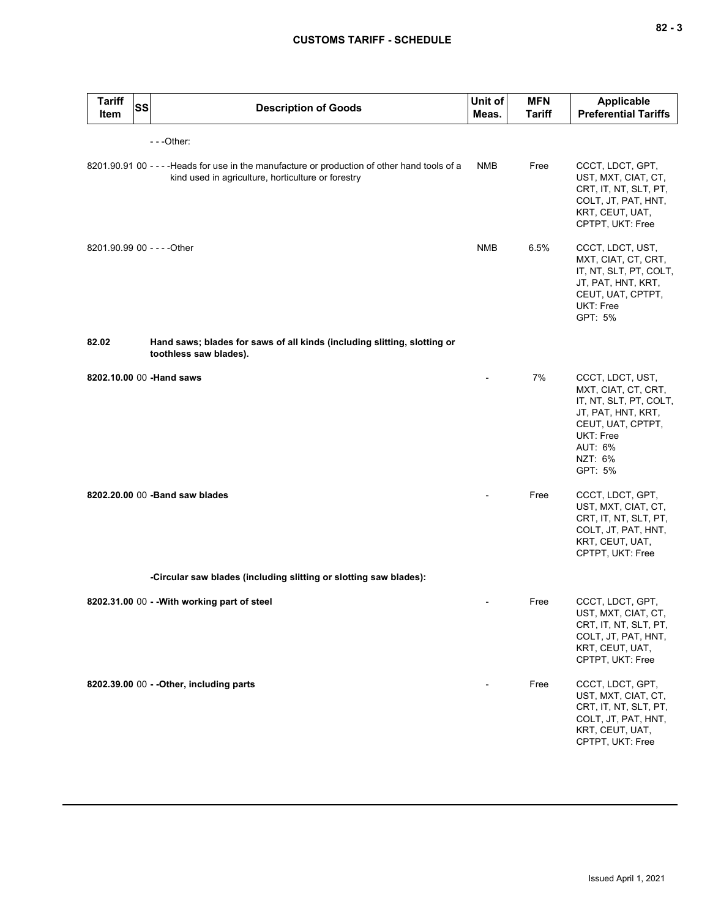| Tariff Item | SS | Description of Goods | Unit of Meas. | MFN Tariff | Applicable Preferential Tariffs |
|---|---|---|---|---|---|
| | | - - -Other: | | | |
| 8201.90.91 | 00 | - - - -Heads for use in the manufacture or production of other hand tools of a kind used in agriculture, horticulture or forestry | NMB | Free | CCCT, LDCT, GPT, UST, MXT, CIAT, CT, CRT, IT, NT, SLT, PT, COLT, JT, PAT, HNT, KRT, CEUT, UAT, CPTPT, UKT: Free |
| 8201.90.99 | 00 | - - - -Other | NMB | 6.5% | CCCT, LDCT, UST, MXT, CIAT, CT, CRT, IT, NT, SLT, PT, COLT, JT, PAT, HNT, KRT, CEUT, UAT, CPTPT, UKT: Free<br>GPT: 5% |
| **82.02** | | **Hand saws; blades for saws of all kinds (including slitting, slotting or toothless saw blades).** | | | |
| **8202.10.00** | 00 | **-Hand saws** | - | 7% | CCCT, LDCT, UST, MXT, CIAT, CT, CRT, IT, NT, SLT, PT, COLT, JT, PAT, HNT, KRT, CEUT, UAT, CPTPT, UKT: Free<br>AUT: 6%<br>NZT: 6%<br>GPT: 5% |
| **8202.20.00** | 00 | **-Band saw blades** | - | Free | CCCT, LDCT, GPT, UST, MXT, CIAT, CT, CRT, IT, NT, SLT, PT, COLT, JT, PAT, HNT, KRT, CEUT, UAT, CPTPT, UKT: Free |
| | | **-Circular saw blades (including slitting or slotting saw blades):** | | | |
| **8202.31.00** | 00 | **- -With working part of steel** | - | Free | CCCT, LDCT, GPT, UST, MXT, CIAT, CT, CRT, IT, NT, SLT, PT, COLT, JT, PAT, HNT, KRT, CEUT, UAT, CPTPT, UKT: Free |
| **8202.39.00** | 00 | **- -Other, including parts** | - | Free | CCCT, LDCT, GPT, UST, MXT, CIAT, CT, CRT, IT, NT, SLT, PT, COLT, JT, PAT, HNT, KRT, CEUT, UAT, CPTPT, UKT: Free |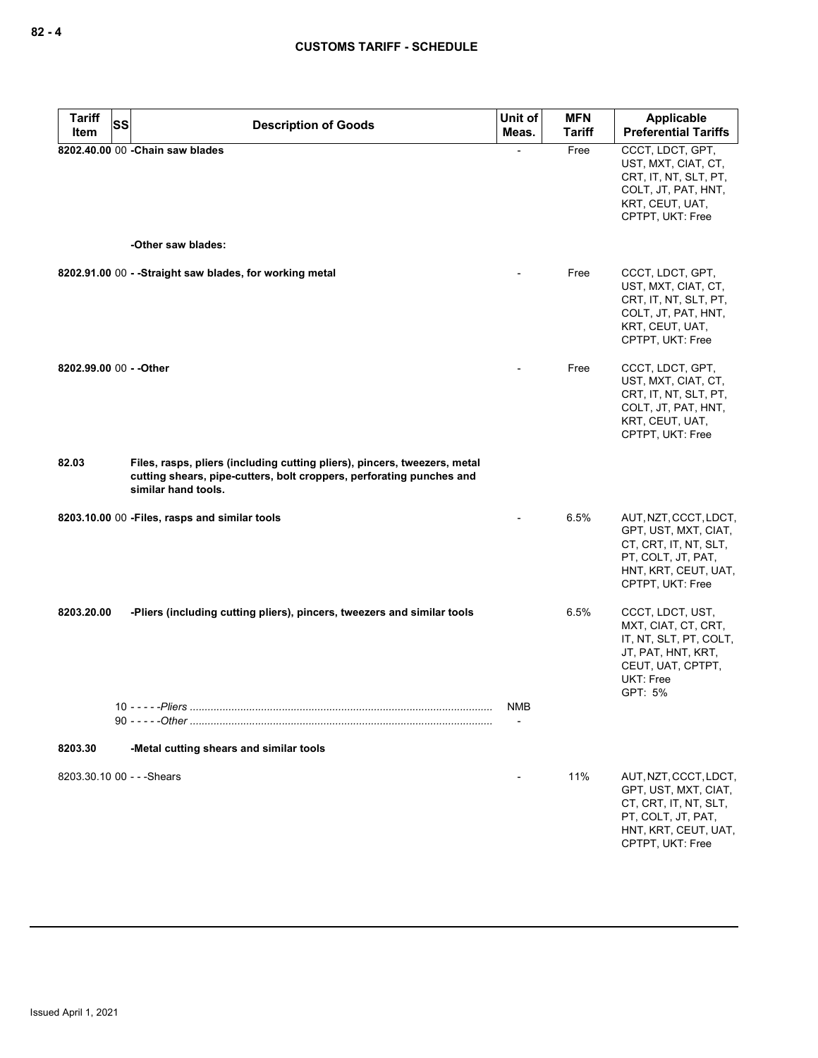| Tariff Item | SS | Description of Goods | Unit of Meas. | MFN Tariff | Applicable Preferential Tariffs |
|---|---|---|---|---|---|
| **8202.40.00** | **00** | **-Chain saw blades** | - | Free | CCCT, LDCT, GPT, UST, MXT, CIAT, CT, CRT, IT, NT, SLT, PT, COLT, JT, PAT, HNT, KRT, CEUT, UAT, CPTPT, UKT: Free |
| | | **-Other saw blades:** | | | |
| **8202.91.00** | **00** | **- -Straight saw blades, for working metal** | - | Free | CCCT, LDCT, GPT, UST, MXT, CIAT, CT, CRT, IT, NT, SLT, PT, COLT, JT, PAT, HNT, KRT, CEUT, UAT, CPTPT, UKT: Free |
| **8202.99.00** | **00** | **- -Other** | - | Free | CCCT, LDCT, GPT, UST, MXT, CIAT, CT, CRT, IT, NT, SLT, PT, COLT, JT, PAT, HNT, KRT, CEUT, UAT, CPTPT, UKT: Free |
| **82.03** | | **Files, rasps, pliers (including cutting pliers), pincers, tweezers, metal cutting shears, pipe-cutters, bolt croppers, perforating punches and similar hand tools.** | | | |
| **8203.10.00** | **00** | **-Files, rasps and similar tools** | - | 6.5% | AUT, NZT, CCCT, LDCT, GPT, UST, MXT, CIAT, CT, CRT, IT, NT, SLT, PT, COLT, JT, PAT, HNT, KRT, CEUT, UAT, CPTPT, UKT: Free |
| **8203.20.00** | | **-Pliers (including cutting pliers), pincers, tweezers and similar tools** | | 6.5% | CCCT, LDCT, UST, MXT, CIAT, CT, CRT, IT, NT, SLT, PT, COLT, JT, PAT, HNT, KRT, CEUT, UAT, CPTPT, UKT: Free<br>GPT: 5% |
| | 10 | - - - - -*Pliers* | NMB | | |
| | 90 | - - - - -*Other* | - | | |
| **8203.30** | | **-Metal cutting shears and similar tools** | | | |
| 8203.30.10 | 00 | - - -Shears | - | 11% | AUT, NZT, CCCT, LDCT, GPT, UST, MXT, CIAT, CT, CRT, IT, NT, SLT, PT, COLT, JT, PAT, HNT, KRT, CEUT, UAT, CPTPT, UKT: Free |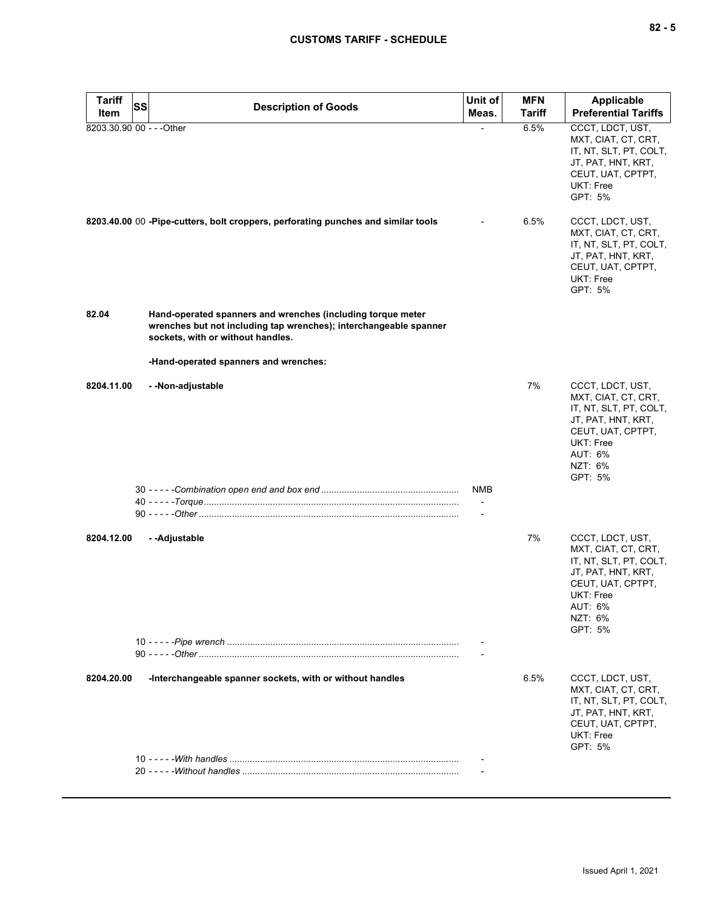| Tariff Item | SS | Description of Goods | Unit of Meas. | MFN Tariff | Applicable Preferential Tariffs |
|---|---|---|---|---|---|
| 8203.30.90 | 00 | - - -Other | - | 6.5% | CCCT, LDCT, UST, MXT, CIAT, CT, CRT, IT, NT, SLT, PT, COLT, JT, PAT, HNT, KRT, CEUT, UAT, CPTPT, UKT: Free<br>GPT: 5% |
| 8203.40.00 | 00 | **-Pipe-cutters, bolt croppers, perforating punches and similar tools** | - | 6.5% | CCCT, LDCT, UST, MXT, CIAT, CT, CRT, IT, NT, SLT, PT, COLT, JT, PAT, HNT, KRT, CEUT, UAT, CPTPT, UKT: Free<br>GPT: 5% |
| **82.04** | | **Hand-operated spanners and wrenches (including torque meter wrenches but not including tap wrenches); interchangeable spanner sockets, with or without handles.** | | | |
| | | **-Hand-operated spanners and wrenches:** | | | |
| **8204.11.00** | | **- -Non-adjustable** | | 7% | CCCT, LDCT, UST, MXT, CIAT, CT, CRT, IT, NT, SLT, PT, COLT, JT, PAT, HNT, KRT, CEUT, UAT, CPTPT, UKT: Free<br>AUT: 6%<br>NZT: 6%<br>GPT: 5% |
| | 30 | - - - - -*Combination open end and box end* | NMB | | |
| | 40 | - - - - -*Torque* | - | | |
| | 90 | - - - - -*Other* | - | | |
| **8204.12.00** | | **- -Adjustable** | | 7% | CCCT, LDCT, UST, MXT, CIAT, CT, CRT, IT, NT, SLT, PT, COLT, JT, PAT, HNT, KRT, CEUT, UAT, CPTPT, UKT: Free<br>AUT: 6%<br>NZT: 6%<br>GPT: 5% |
| | 10 | - - - - -*Pipe wrench* | - | | |
| | 90 | - - - - -*Other* | - | | |
| **8204.20.00** | | **-Interchangeable spanner sockets, with or without handles** | | 6.5% | CCCT, LDCT, UST, MXT, CIAT, CT, CRT, IT, NT, SLT, PT, COLT, JT, PAT, HNT, KRT, CEUT, UAT, CPTPT, UKT: Free<br>GPT: 5% |
| | 10 | - - - - -*With handles* | - | | |
| | 20 | - - - - -*Without handles* | - | | |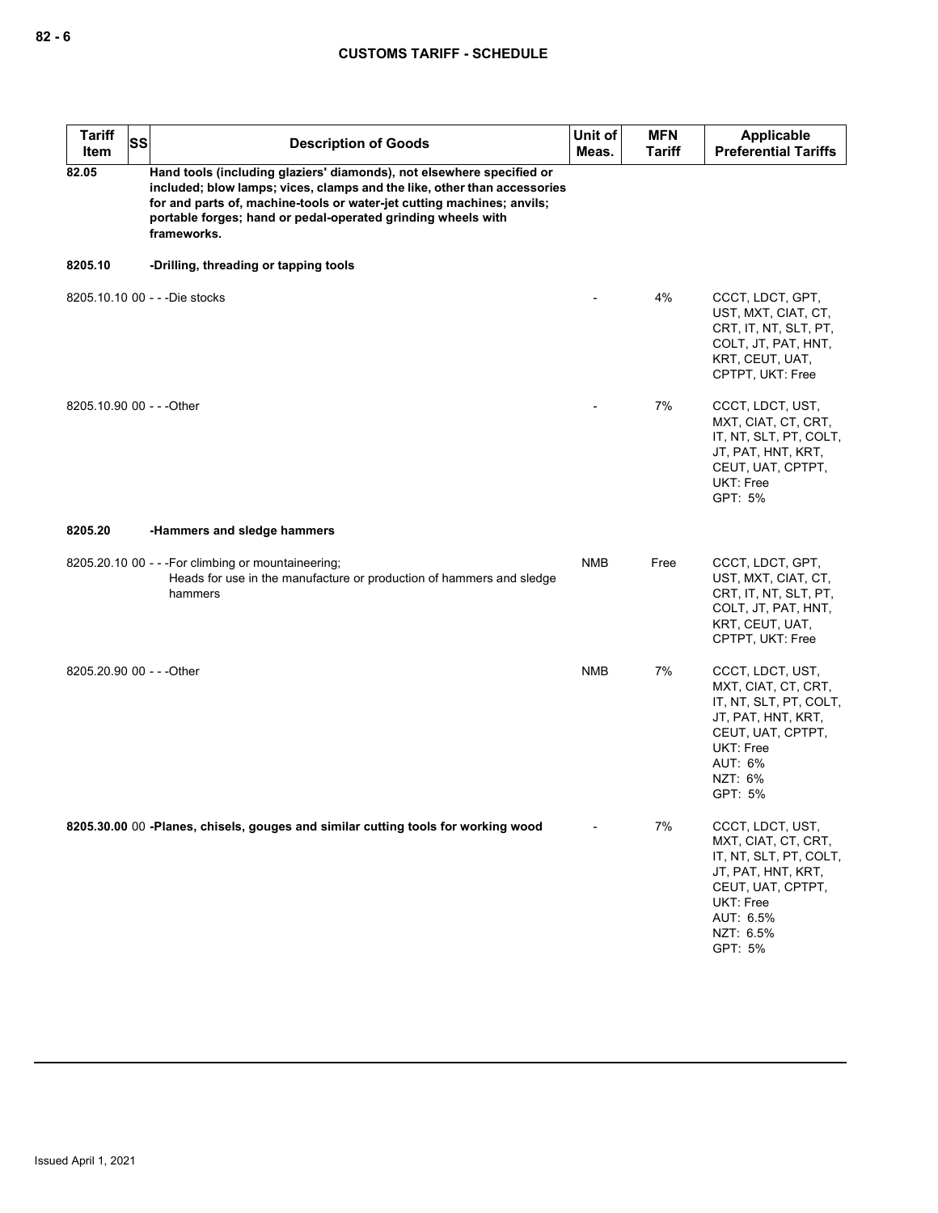| Tariff Item | SS | Description of Goods | Unit of Meas. | MFN Tariff | Applicable Preferential Tariffs |
|---|---|---|---|---|---|
| **82.05** | | **Hand tools (including glaziers' diamonds), not elsewhere specified or included; blow lamps; vices, clamps and the like, other than accessories for and parts of, machine-tools or water-jet cutting machines; anvils; portable forges; hand or pedal-operated grinding wheels with frameworks.** | | | |
| **8205.10** | | **-Drilling, threading or tapping tools** | | | |
| 8205.10.10 | 00 | - - -Die stocks | - | 4% | CCCT, LDCT, GPT, UST, MXT, CIAT, CT, CRT, IT, NT, SLT, PT, COLT, JT, PAT, HNT, KRT, CEUT, UAT, CPTPT, UKT: Free |
| 8205.10.90 | 00 | - - -Other | - | 7% | CCCT, LDCT, UST, MXT, CIAT, CT, CRT, IT, NT, SLT, PT, COLT, JT, PAT, HNT, KRT, CEUT, UAT, CPTPT, UKT: Free<br>GPT: 5% |
| **8205.20** | | **-Hammers and sledge hammers** | | | |
| 8205.20.10 | 00 | - - -For climbing or mountaineering;<br>Heads for use in the manufacture or production of hammers and sledge hammers | NMB | Free | CCCT, LDCT, GPT, UST, MXT, CIAT, CT, CRT, IT, NT, SLT, PT, COLT, JT, PAT, HNT, KRT, CEUT, UAT, CPTPT, UKT: Free |
| 8205.20.90 | 00 | - - -Other | NMB | 7% | CCCT, LDCT, UST, MXT, CIAT, CT, CRT, IT, NT, SLT, PT, COLT, JT, PAT, HNT, KRT, CEUT, UAT, CPTPT, UKT: Free<br>AUT: 6%<br>NZT: 6%<br>GPT: 5% |
| **8205.30.00** | 00 | **-Planes, chisels, gouges and similar cutting tools for working wood** | - | 7% | CCCT, LDCT, UST, MXT, CIAT, CT, CRT, IT, NT, SLT, PT, COLT, JT, PAT, HNT, KRT, CEUT, UAT, CPTPT, UKT: Free<br>AUT: 6.5%<br>NZT: 6.5%<br>GPT: 5% |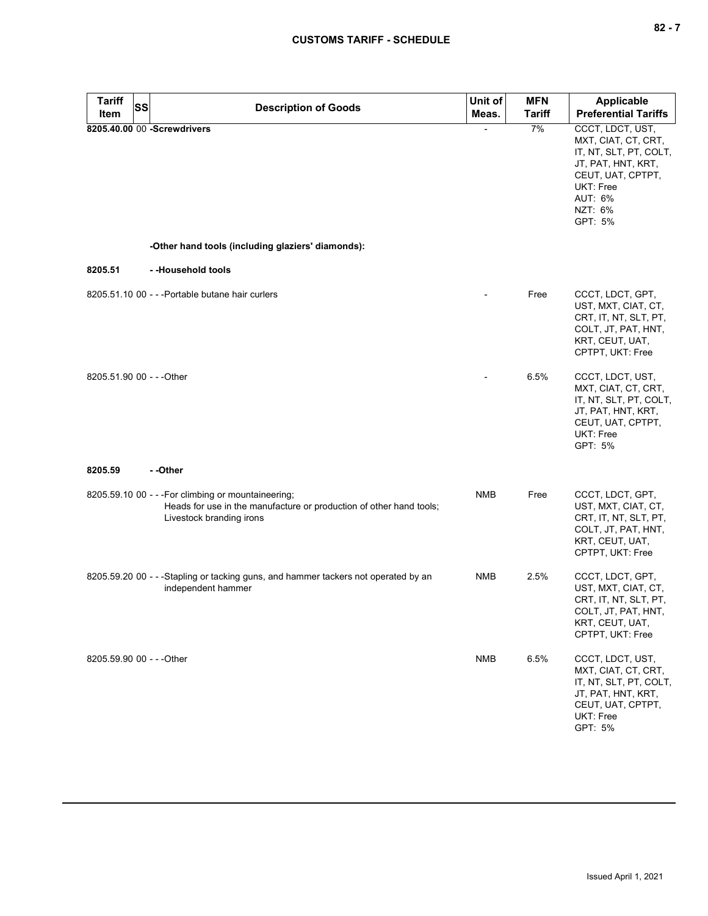| Tariff Item | SS | Description of Goods | Unit of Meas. | MFN Tariff | Applicable Preferential Tariffs |
|---|---|---|---|---|---|
| **8205.40.00** | 00 | **-Screwdrivers** | - | 7% | CCCT, LDCT, UST, MXT, CIAT, CT, CRT, IT, NT, SLT, PT, COLT, JT, PAT, HNT, KRT, CEUT, UAT, CPTPT, UKT: Free<br>AUT: 6%<br>NZT: 6%<br>GPT: 5% |
| | | **-Other hand tools (including glaziers' diamonds):** | | | |
| **8205.51** | | **- -Household tools** | | | |
| 8205.51.10 | 00 | - - -Portable butane hair curlers | - | Free | CCCT, LDCT, GPT, UST, MXT, CIAT, CT, CRT, IT, NT, SLT, PT, COLT, JT, PAT, HNT, KRT, CEUT, UAT, CPTPT, UKT: Free |
| 8205.51.90 | 00 | - - -Other | - | 6.5% | CCCT, LDCT, UST, MXT, CIAT, CT, CRT, IT, NT, SLT, PT, COLT, JT, PAT, HNT, KRT, CEUT, UAT, CPTPT, UKT: Free<br>GPT: 5% |
| **8205.59** | | **- -Other** | | | |
| 8205.59.10 | 00 | - - -For climbing or mountaineering;<br>Heads for use in the manufacture or production of other hand tools;<br>Livestock branding irons | NMB | Free | CCCT, LDCT, GPT, UST, MXT, CIAT, CT, CRT, IT, NT, SLT, PT, COLT, JT, PAT, HNT, KRT, CEUT, UAT, CPTPT, UKT: Free |
| 8205.59.20 | 00 | - - -Stapling or tacking guns, and hammer tackers not operated by an independent hammer | NMB | 2.5% | CCCT, LDCT, GPT, UST, MXT, CIAT, CT, CRT, IT, NT, SLT, PT, COLT, JT, PAT, HNT, KRT, CEUT, UAT, CPTPT, UKT: Free |
| 8205.59.90 | 00 | - - -Other | NMB | 6.5% | CCCT, LDCT, UST, MXT, CIAT, CT, CRT, IT, NT, SLT, PT, COLT, JT, PAT, HNT, KRT, CEUT, UAT, CPTPT, UKT: Free<br>GPT: 5% |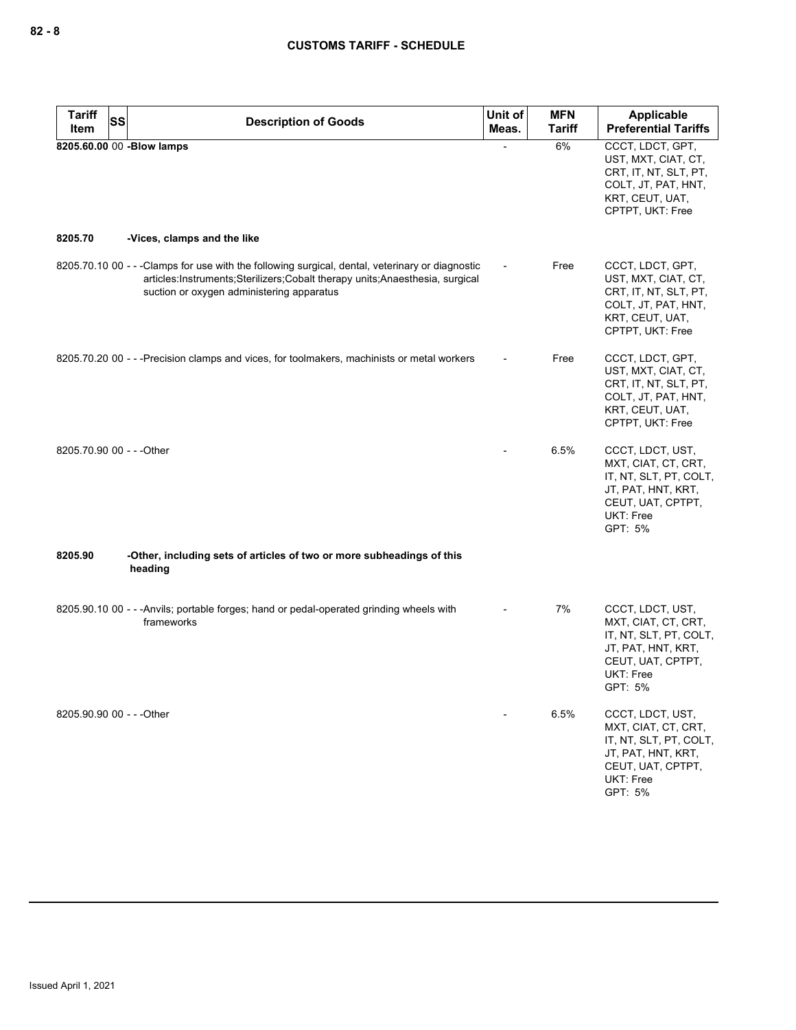| Tariff Item | SS | Description of Goods | Unit of Meas. | MFN Tariff | Applicable Preferential Tariffs |
|---|---|---|---|---|---|
| **8205.60.00** | 00 | **-Blow lamps** | - | 6% | CCCT, LDCT, GPT, UST, MXT, CIAT, CT, CRT, IT, NT, SLT, PT, COLT, JT, PAT, HNT, KRT, CEUT, UAT, CPTPT, UKT: Free |
| **8205.70** | | **-Vices, clamps and the like** | | | |
| 8205.70.10 | 00 | - - -Clamps for use with the following surgical, dental, veterinary or diagnostic articles:Instruments;Sterilizers;Cobalt therapy units;Anaesthesia, surgical suction or oxygen administering apparatus | - | Free | CCCT, LDCT, GPT, UST, MXT, CIAT, CT, CRT, IT, NT, SLT, PT, COLT, JT, PAT, HNT, KRT, CEUT, UAT, CPTPT, UKT: Free |
| 8205.70.20 | 00 | - - -Precision clamps and vices, for toolmakers, machinists or metal workers | - | Free | CCCT, LDCT, GPT, UST, MXT, CIAT, CT, CRT, IT, NT, SLT, PT, COLT, JT, PAT, HNT, KRT, CEUT, UAT, CPTPT, UKT: Free |
| 8205.70.90 | 00 | - - -Other | - | 6.5% | CCCT, LDCT, UST, MXT, CIAT, CT, CRT, IT, NT, SLT, PT, COLT, JT, PAT, HNT, KRT, CEUT, UAT, CPTPT, UKT: Free<br>GPT: 5% |
| **8205.90** | | **-Other, including sets of articles of two or more subheadings of this heading** | | | |
| 8205.90.10 | 00 | - - -Anvils; portable forges; hand or pedal-operated grinding wheels with frameworks | - | 7% | CCCT, LDCT, UST, MXT, CIAT, CT, CRT, IT, NT, SLT, PT, COLT, JT, PAT, HNT, KRT, CEUT, UAT, CPTPT, UKT: Free<br>GPT: 5% |
| 8205.90.90 | 00 | - - -Other | - | 6.5% | CCCT, LDCT, UST, MXT, CIAT, CT, CRT, IT, NT, SLT, PT, COLT, JT, PAT, HNT, KRT, CEUT, UAT, CPTPT, UKT: Free<br>GPT: 5% |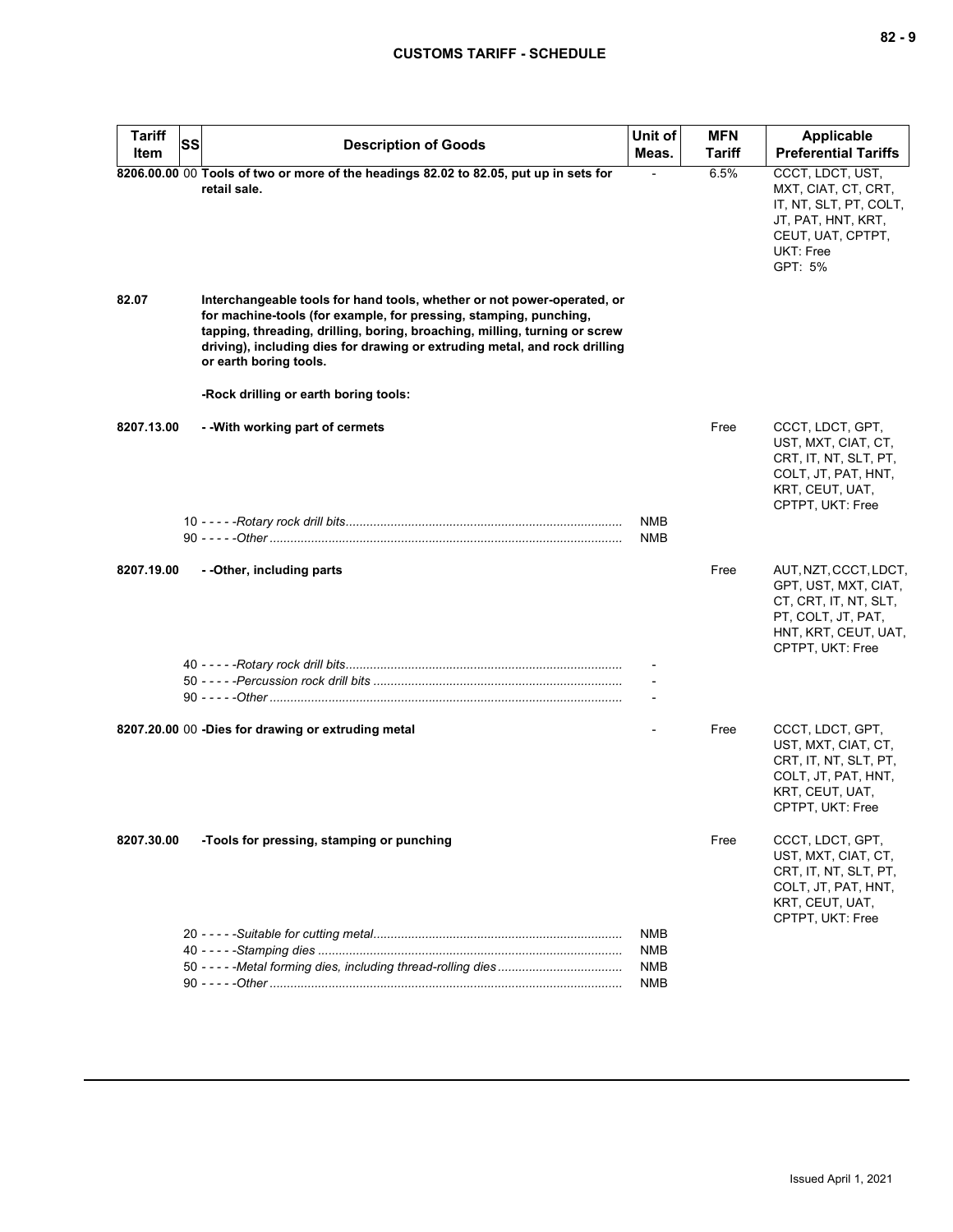| Tariff Item | SS | Description of Goods | Unit of Meas. | MFN Tariff | Applicable Preferential Tariffs |
|---|---|---|---|---|---|
| 8206.00.00 | 00 | **Tools of two or more of the headings 82.02 to 82.05, put up in sets for retail sale.** | - | 6.5% | CCCT, LDCT, UST, MXT, CIAT, CT, CRT, IT, NT, SLT, PT, COLT, JT, PAT, HNT, KRT, CEUT, UAT, CPTPT, UKT: Free<br>GPT: 5% |
| 82.07 | | **Interchangeable tools for hand tools, whether or not power-operated, or for machine-tools (for example, for pressing, stamping, punching, tapping, threading, drilling, boring, broaching, milling, turning or screw driving), including dies for drawing or extruding metal, and rock drilling or earth boring tools.** | | | |
| | | **-Rock drilling or earth boring tools:** | | | |
| 8207.13.00 | | **- -With working part of cermets** | | Free | CCCT, LDCT, GPT, UST, MXT, CIAT, CT, CRT, IT, NT, SLT, PT, COLT, JT, PAT, HNT, KRT, CEUT, UAT, CPTPT, UKT: Free |
| | 10 | - - - - -*Rotary rock drill bits* | NMB | | |
| | 90 | - - - - -*Other* | NMB | | |
| 8207.19.00 | | **- -Other, including parts** | | Free | AUT, NZT, CCCT, LDCT, GPT, UST, MXT, CIAT, CT, CRT, IT, NT, SLT, PT, COLT, JT, PAT, HNT, KRT, CEUT, UAT, CPTPT, UKT: Free |
| | 40 | - - - - -*Rotary rock drill bits* | - | | |
| | 50 | - - - - -*Percussion rock drill bits* | - | | |
| | 90 | - - - - -*Other* | - | | |
| 8207.20.00 | 00 | **-Dies for drawing or extruding metal** | - | Free | CCCT, LDCT, GPT, UST, MXT, CIAT, CT, CRT, IT, NT, SLT, PT, COLT, JT, PAT, HNT, KRT, CEUT, UAT, CPTPT, UKT: Free |
| 8207.30.00 | | **-Tools for pressing, stamping or punching** | | Free | CCCT, LDCT, GPT, UST, MXT, CIAT, CT, CRT, IT, NT, SLT, PT, COLT, JT, PAT, HNT, KRT, CEUT, UAT, CPTPT, UKT: Free |
| | 20 | - - - - -*Suitable for cutting metal* | NMB | | |
| | 40 | - - - - -*Stamping dies* | NMB | | |
| | 50 | - - - - -*Metal forming dies, including thread-rolling dies* | NMB | | |
| | 90 | - - - - -*Other* | NMB | | |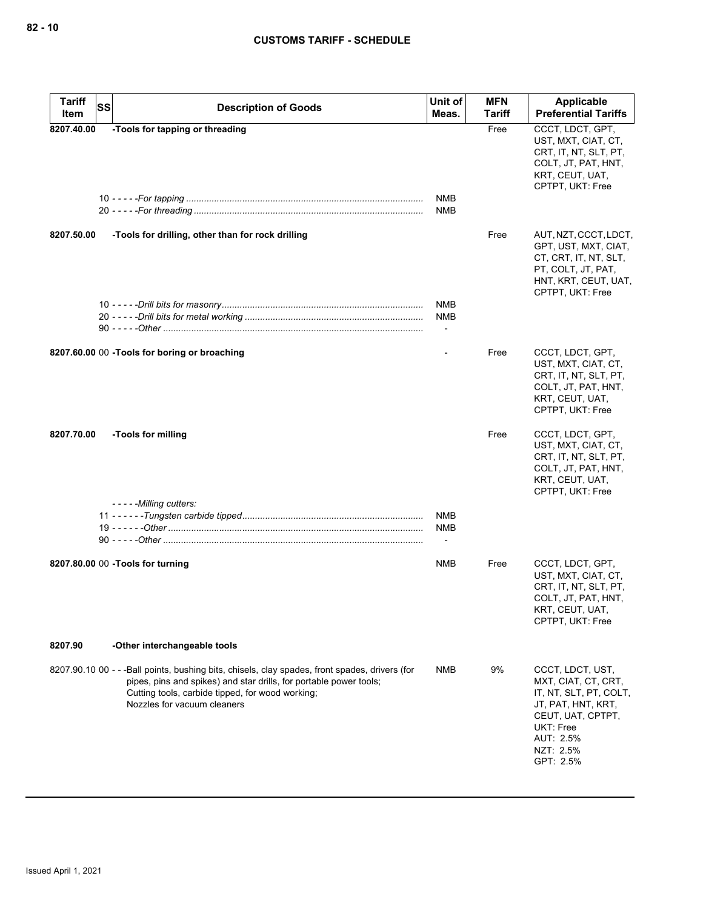| Tariff Item | SS | Description of Goods | Unit of Meas. | MFN Tariff | Applicable Preferential Tariffs |
|---|---|---|---|---|---|
| 8207.40.00 | | -Tools for tapping or threading | | Free | CCCT, LDCT, GPT, UST, MXT, CIAT, CT, CRT, IT, NT, SLT, PT, COLT, JT, PAT, HNT, KRT, CEUT, UAT, CPTPT, UKT: Free |
| | 10 | - - - - -For tapping | NMB | | |
| | 20 | - - - - -For threading | NMB | | |
| 8207.50.00 | | -Tools for drilling, other than for rock drilling | | Free | AUT, NZT, CCCT, LDCT, GPT, UST, MXT, CIAT, CT, CRT, IT, NT, SLT, PT, COLT, JT, PAT, HNT, KRT, CEUT, UAT, CPTPT, UKT: Free |
| | 10 | - - - - -Drill bits for masonry | NMB | | |
| | 20 | - - - - -Drill bits for metal working | NMB | | |
| | 90 | - - - - -Other | - | | |
| 8207.60.00 | 00 | -Tools for boring or broaching | - | Free | CCCT, LDCT, GPT, UST, MXT, CIAT, CT, CRT, IT, NT, SLT, PT, COLT, JT, PAT, HNT, KRT, CEUT, UAT, CPTPT, UKT: Free |
| 8207.70.00 | | -Tools for milling | | Free | CCCT, LDCT, GPT, UST, MXT, CIAT, CT, CRT, IT, NT, SLT, PT, COLT, JT, PAT, HNT, KRT, CEUT, UAT, CPTPT, UKT: Free |
| | | - - - - -Milling cutters: | | | |
| | 11 | - - - - - -Tungsten carbide tipped | NMB | | |
| | 19 | - - - - - -Other | NMB | | |
| | 90 | - - - - -Other | - | | |
| 8207.80.00 | 00 | -Tools for turning | NMB | Free | CCCT, LDCT, GPT, UST, MXT, CIAT, CT, CRT, IT, NT, SLT, PT, COLT, JT, PAT, HNT, KRT, CEUT, UAT, CPTPT, UKT: Free |
| 8207.90 | | -Other interchangeable tools | | | |
| 8207.90.10 | 00 | - - -Ball points, bushing bits, chisels, clay spades, front spades, drivers (for pipes, pins and spikes) and star drills, for portable power tools;<br>Cutting tools, carbide tipped, for wood working;<br>Nozzles for vacuum cleaners | NMB | 9% | CCCT, LDCT, UST, MXT, CIAT, CT, CRT, IT, NT, SLT, PT, COLT, JT, PAT, HNT, KRT, CEUT, UAT, CPTPT, UKT: Free<br>AUT: 2.5%<br>NZT: 2.5%<br>GPT: 2.5% |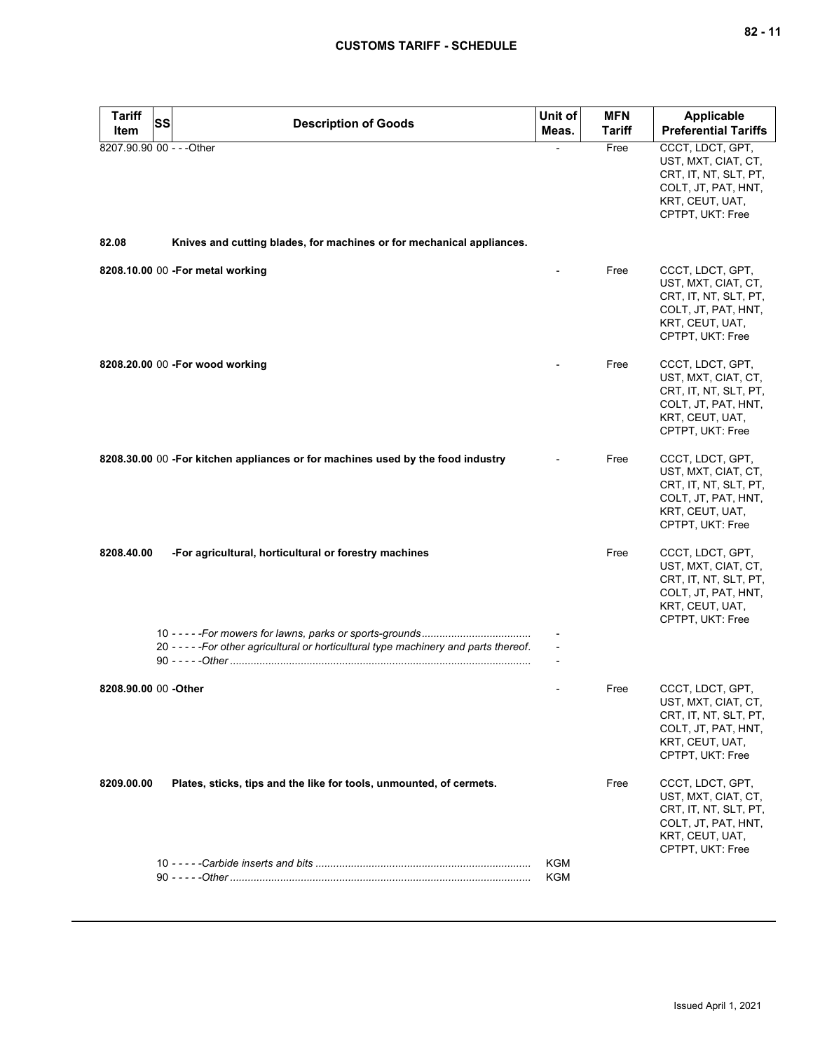| Tariff Item | SS | Description of Goods | Unit of Meas. | MFN Tariff | Applicable Preferential Tariffs |
|---|---|---|---|---|---|
| 8207.90.90 | 00 | - - -Other | - | Free | CCCT, LDCT, GPT, UST, MXT, CIAT, CT, CRT, IT, NT, SLT, PT, COLT, JT, PAT, HNT, KRT, CEUT, UAT, CPTPT, UKT: Free |
| **82.08** | | **Knives and cutting blades, for machines or for mechanical appliances.** | | | |
| **8208.10.00** | 00 | **-For metal working** | - | Free | CCCT, LDCT, GPT, UST, MXT, CIAT, CT, CRT, IT, NT, SLT, PT, COLT, JT, PAT, HNT, KRT, CEUT, UAT, CPTPT, UKT: Free |
| **8208.20.00** | 00 | **-For wood working** | - | Free | CCCT, LDCT, GPT, UST, MXT, CIAT, CT, CRT, IT, NT, SLT, PT, COLT, JT, PAT, HNT, KRT, CEUT, UAT, CPTPT, UKT: Free |
| **8208.30.00** | 00 | **-For kitchen appliances or for machines used by the food industry** | - | Free | CCCT, LDCT, GPT, UST, MXT, CIAT, CT, CRT, IT, NT, SLT, PT, COLT, JT, PAT, HNT, KRT, CEUT, UAT, CPTPT, UKT: Free |
| **8208.40.00** | | **-For agricultural, horticultural or forestry machines** | | Free | CCCT, LDCT, GPT, UST, MXT, CIAT, CT, CRT, IT, NT, SLT, PT, COLT, JT, PAT, HNT, KRT, CEUT, UAT, CPTPT, UKT: Free |
| | 10 | - - - - -*For mowers for lawns, parks or sports-grounds* | - | | |
| | 20 | - - - - -*For other agricultural or horticultural type machinery and parts thereof.* | - | | |
| | 90 | - - - - -*Other* | - | | |
| **8208.90.00** | 00 | **-Other** | - | Free | CCCT, LDCT, GPT, UST, MXT, CIAT, CT, CRT, IT, NT, SLT, PT, COLT, JT, PAT, HNT, KRT, CEUT, UAT, CPTPT, UKT: Free |
| **8209.00.00** | | **Plates, sticks, tips and the like for tools, unmounted, of cermets.** | | Free | CCCT, LDCT, GPT, UST, MXT, CIAT, CT, CRT, IT, NT, SLT, PT, COLT, JT, PAT, HNT, KRT, CEUT, UAT, CPTPT, UKT: Free |
| | 10 | - - - - -*Carbide inserts and bits* | KGM | | |
| | 90 | - - - - -*Other* | KGM | | |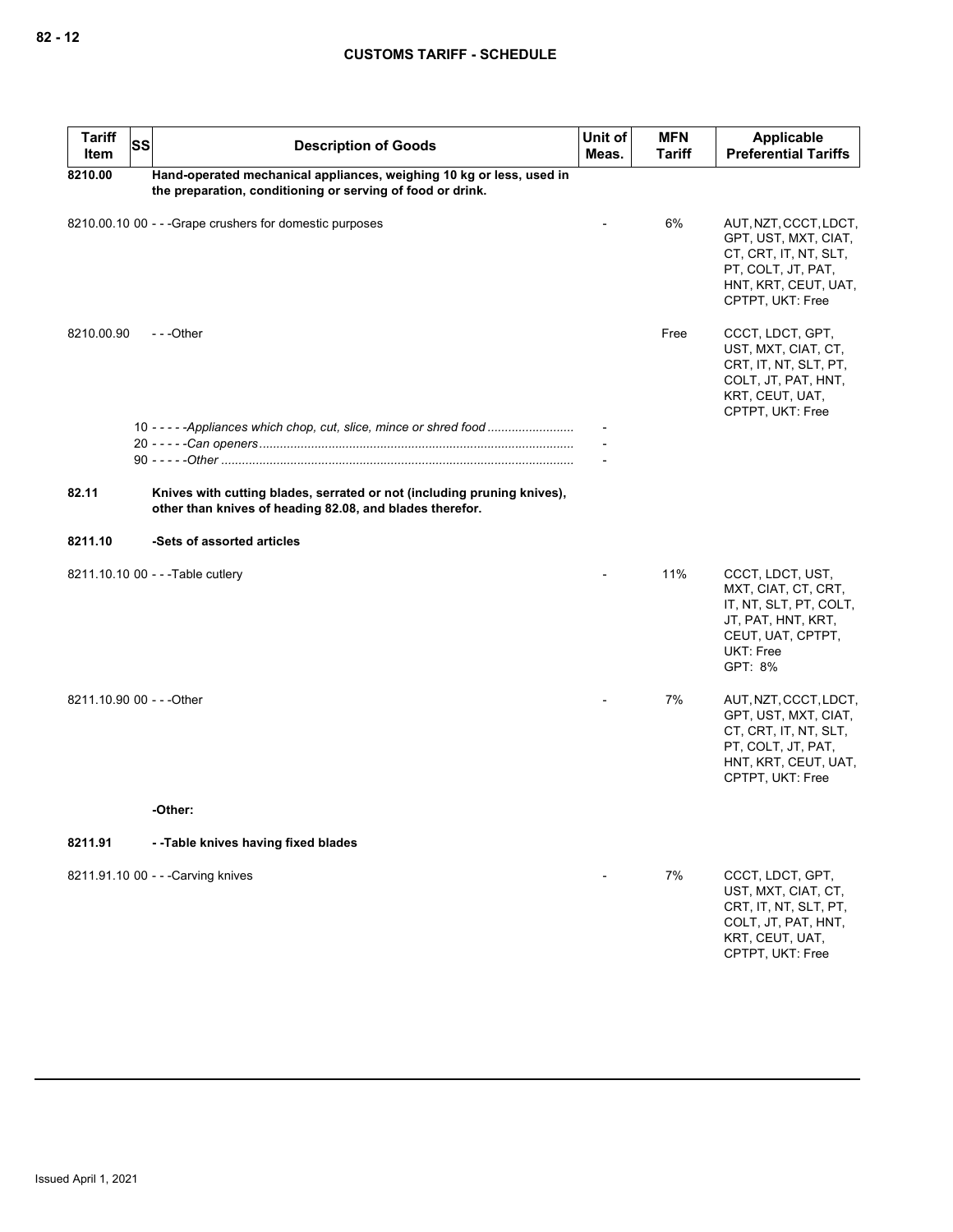| Tariff Item | SS | Description of Goods | Unit of Meas. | MFN Tariff | Applicable Preferential Tariffs |
|---|---|---|---|---|---|
| **8210.00** | | **Hand-operated mechanical appliances, weighing 10 kg or less, used in the preparation, conditioning or serving of food or drink.** | | | |
| 8210.00.10 | 00 | - - -Grape crushers for domestic purposes | - | 6% | AUT, NZT, CCCT, LDCT, GPT, UST, MXT, CIAT, CT, CRT, IT, NT, SLT, PT, COLT, JT, PAT, HNT, KRT, CEUT, UAT, CPTPT, UKT: Free |
| 8210.00.90 | | - - -Other | | Free | CCCT, LDCT, GPT, UST, MXT, CIAT, CT, CRT, IT, NT, SLT, PT, COLT, JT, PAT, HNT, KRT, CEUT, UAT, CPTPT, UKT: Free |
| | 10 | - - - - -*Appliances which chop, cut, slice, mince or shred food* | - | | |
| | 20 | - - - - -*Can openers* | - | | |
| | 90 | - - - - -*Other* | - | | |
| **82.11** | | **Knives with cutting blades, serrated or not (including pruning knives), other than knives of heading 82.08, and blades therefor.** | | | |
| **8211.10** | | **-Sets of assorted articles** | | | |
| 8211.10.10 | 00 | - - -Table cutlery | - | 11% | CCCT, LDCT, UST, MXT, CIAT, CT, CRT, IT, NT, SLT, PT, COLT, JT, PAT, HNT, KRT, CEUT, UAT, CPTPT, UKT: Free<br>GPT: 8% |
| 8211.10.90 | 00 | - - -Other | - | 7% | AUT, NZT, CCCT, LDCT, GPT, UST, MXT, CIAT, CT, CRT, IT, NT, SLT, PT, COLT, JT, PAT, HNT, KRT, CEUT, UAT, CPTPT, UKT: Free |
| | | **-Other:** | | | |
| **8211.91** | | **- -Table knives having fixed blades** | | | |
| 8211.91.10 | 00 | - - -Carving knives | - | 7% | CCCT, LDCT, GPT, UST, MXT, CIAT, CT, CRT, IT, NT, SLT, PT, COLT, JT, PAT, HNT, KRT, CEUT, UAT, CPTPT, UKT: Free |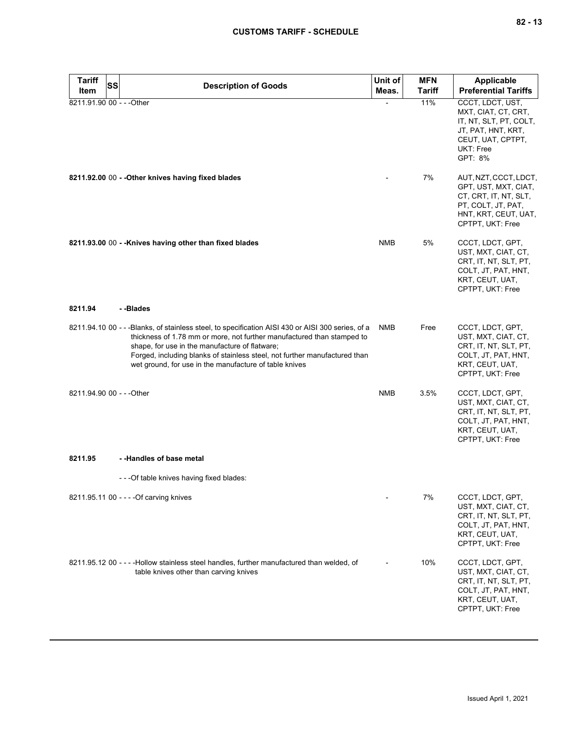| Tariff Item | SS | Description of Goods | Unit of Meas. | MFN Tariff | Applicable Preferential Tariffs |
|---|---|---|---|---|---|
| 8211.91.90 | 00 | - - -Other | - | 11% | CCCT, LDCT, UST, MXT, CIAT, CT, CRT, IT, NT, SLT, PT, COLT, JT, PAT, HNT, KRT, CEUT, UAT, CPTPT, UKT: Free<br>GPT: 8% |
| **8211.92.00** | 00 | **- -Other knives having fixed blades** | - | 7% | AUT, NZT, CCCT, LDCT, GPT, UST, MXT, CIAT, CT, CRT, IT, NT, SLT, PT, COLT, JT, PAT, HNT, KRT, CEUT, UAT, CPTPT, UKT: Free |
| **8211.93.00** | 00 | **- -Knives having other than fixed blades** | NMB | 5% | CCCT, LDCT, GPT, UST, MXT, CIAT, CT, CRT, IT, NT, SLT, PT, COLT, JT, PAT, HNT, KRT, CEUT, UAT, CPTPT, UKT: Free |
| **8211.94** | | **- -Blades** | | | |
| 8211.94.10 | 00 | - - -Blanks, of stainless steel, to specification AISI 430 or AISI 300 series, of a thickness of 1.78 mm or more, not further manufactured than stamped to shape, for use in the manufacture of flatware;<br>Forged, including blanks of stainless steel, not further manufactured than wet ground, for use in the manufacture of table knives | NMB | Free | CCCT, LDCT, GPT, UST, MXT, CIAT, CT, CRT, IT, NT, SLT, PT, COLT, JT, PAT, HNT, KRT, CEUT, UAT, CPTPT, UKT: Free |
| 8211.94.90 | 00 | - - -Other | NMB | 3.5% | CCCT, LDCT, GPT, UST, MXT, CIAT, CT, CRT, IT, NT, SLT, PT, COLT, JT, PAT, HNT, KRT, CEUT, UAT, CPTPT, UKT: Free |
| **8211.95** | | **- -Handles of base metal** | | | |
| | | - - -Of table knives having fixed blades: | | | |
| 8211.95.11 | 00 | - - - -Of carving knives | - | 7% | CCCT, LDCT, GPT, UST, MXT, CIAT, CT, CRT, IT, NT, SLT, PT, COLT, JT, PAT, HNT, KRT, CEUT, UAT, CPTPT, UKT: Free |
| 8211.95.12 | 00 | - - - -Hollow stainless steel handles, further manufactured than welded, of table knives other than carving knives | - | 10% | CCCT, LDCT, GPT, UST, MXT, CIAT, CT, CRT, IT, NT, SLT, PT, COLT, JT, PAT, HNT, KRT, CEUT, UAT, CPTPT, UKT: Free |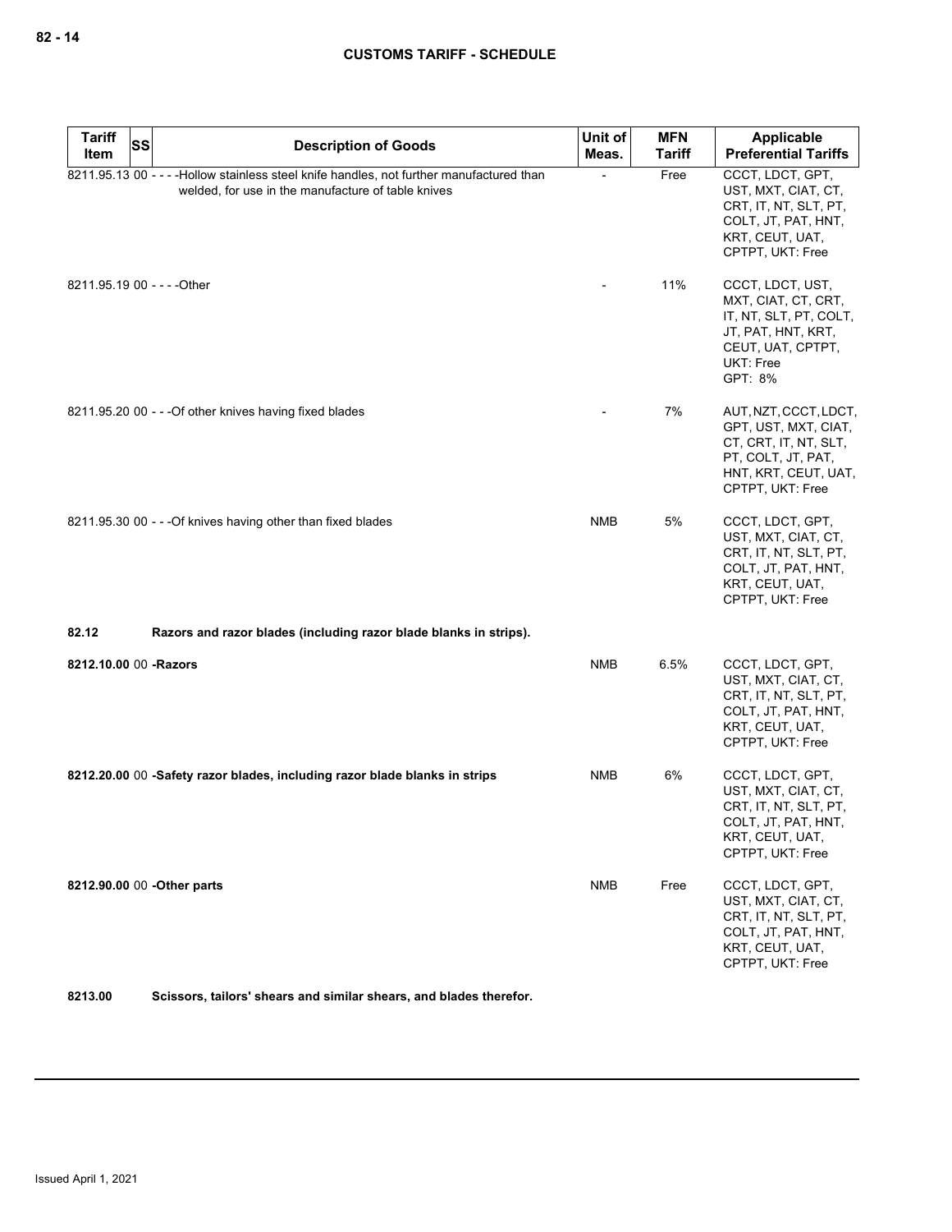| Tariff Item | SS | Description of Goods | Unit of Meas. | MFN Tariff | Applicable Preferential Tariffs |
|---|---|---|---|---|---|
| 8211.95.13 | 00 | - - - -Hollow stainless steel knife handles, not further manufactured than welded, for use in the manufacture of table knives | - | Free | CCCT, LDCT, GPT, UST, MXT, CIAT, CT, CRT, IT, NT, SLT, PT, COLT, JT, PAT, HNT, KRT, CEUT, UAT, CPTPT, UKT: Free |
| 8211.95.19 | 00 | - - - -Other | - | 11% | CCCT, LDCT, UST, MXT, CIAT, CT, CRT, IT, NT, SLT, PT, COLT, JT, PAT, HNT, KRT, CEUT, UAT, CPTPT, UKT: Free<br>GPT: 8% |
| 8211.95.20 | 00 | - - -Of other knives having fixed blades | - | 7% | AUT, NZT, CCCT, LDCT, GPT, UST, MXT, CIAT, CT, CRT, IT, NT, SLT, PT, COLT, JT, PAT, HNT, KRT, CEUT, UAT, CPTPT, UKT: Free |
| 8211.95.30 | 00 | - - -Of knives having other than fixed blades | NMB | 5% | CCCT, LDCT, GPT, UST, MXT, CIAT, CT, CRT, IT, NT, SLT, PT, COLT, JT, PAT, HNT, KRT, CEUT, UAT, CPTPT, UKT: Free |
| **82.12** | | **Razors and razor blades (including razor blade blanks in strips).** | | | |
| **8212.10.00** | 00 | **-Razors** | NMB | 6.5% | CCCT, LDCT, GPT, UST, MXT, CIAT, CT, CRT, IT, NT, SLT, PT, COLT, JT, PAT, HNT, KRT, CEUT, UAT, CPTPT, UKT: Free |
| **8212.20.00** | 00 | **-Safety razor blades, including razor blade blanks in strips** | NMB | 6% | CCCT, LDCT, GPT, UST, MXT, CIAT, CT, CRT, IT, NT, SLT, PT, COLT, JT, PAT, HNT, KRT, CEUT, UAT, CPTPT, UKT: Free |
| **8212.90.00** | 00 | **-Other parts** | NMB | Free | CCCT, LDCT, GPT, UST, MXT, CIAT, CT, CRT, IT, NT, SLT, PT, COLT, JT, PAT, HNT, KRT, CEUT, UAT, CPTPT, UKT: Free |
| **8213.00** | | **Scissors, tailors' shears and similar shears, and blades therefor.** | | | |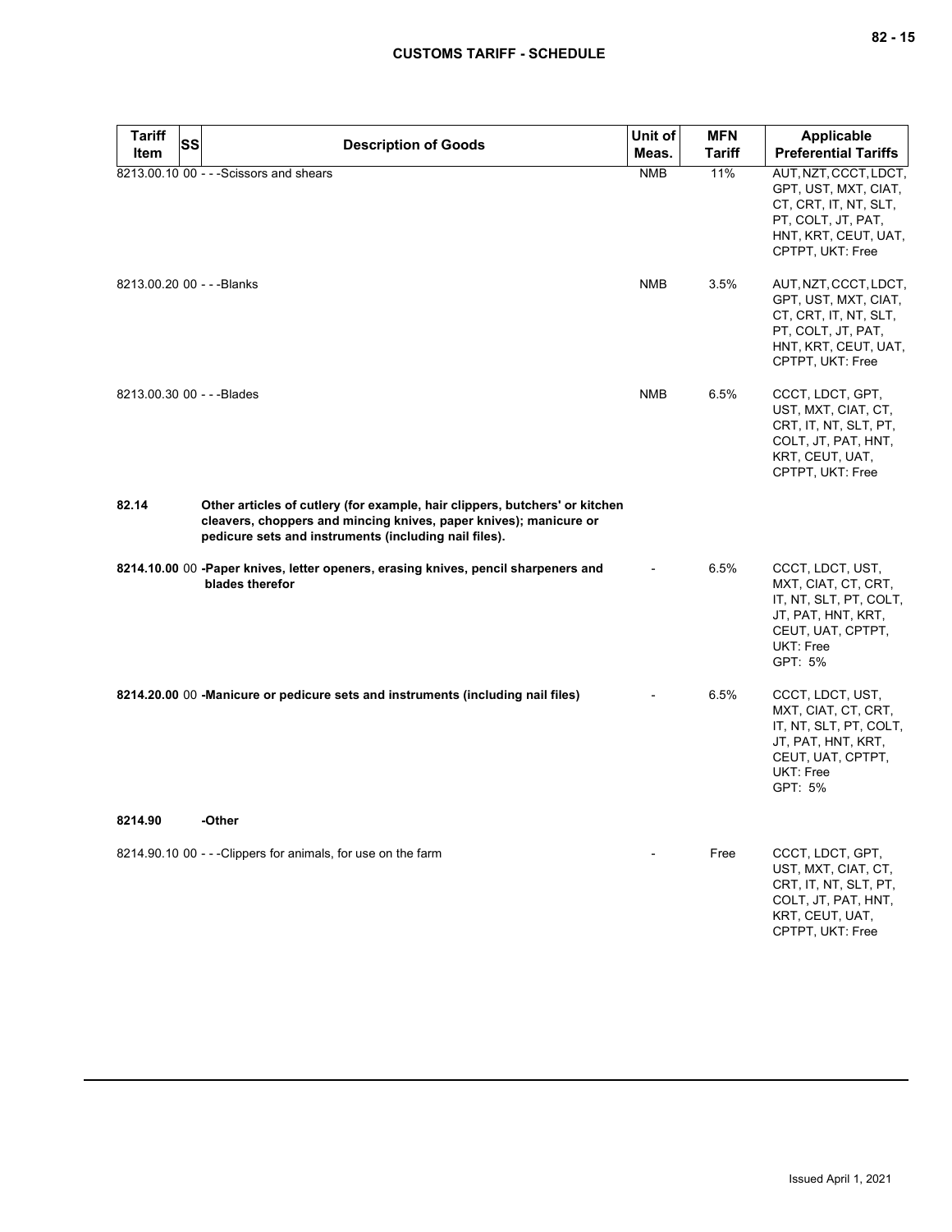| Tariff Item | SS | Description of Goods | Unit of Meas. | MFN Tariff | Applicable Preferential Tariffs |
|---|---|---|---|---|---|
| 8213.00.10 | 00 | - - -Scissors and shears | NMB | 11% | AUT, NZT, CCCT, LDCT, GPT, UST, MXT, CIAT, CT, CRT, IT, NT, SLT, PT, COLT, JT, PAT, HNT, KRT, CEUT, UAT, CPTPT, UKT: Free |
| 8213.00.20 | 00 | - - -Blanks | NMB | 3.5% | AUT, NZT, CCCT, LDCT, GPT, UST, MXT, CIAT, CT, CRT, IT, NT, SLT, PT, COLT, JT, PAT, HNT, KRT, CEUT, UAT, CPTPT, UKT: Free |
| 8213.00.30 | 00 | - - -Blades | NMB | 6.5% | CCCT, LDCT, GPT, UST, MXT, CIAT, CT, CRT, IT, NT, SLT, PT, COLT, JT, PAT, HNT, KRT, CEUT, UAT, CPTPT, UKT: Free |
| **82.14** | | **Other articles of cutlery (for example, hair clippers, butchers' or kitchen cleavers, choppers and mincing knives, paper knives); manicure or pedicure sets and instruments (including nail files).** | | | |
| **8214.10.00** | 00 | **-Paper knives, letter openers, erasing knives, pencil sharpeners and blades therefor** | - | 6.5% | CCCT, LDCT, UST, MXT, CIAT, CT, CRT, IT, NT, SLT, PT, COLT, JT, PAT, HNT, KRT, CEUT, UAT, CPTPT, UKT: Free<br>GPT: 5% |
| **8214.20.00** | 00 | **-Manicure or pedicure sets and instruments (including nail files)** | - | 6.5% | CCCT, LDCT, UST, MXT, CIAT, CT, CRT, IT, NT, SLT, PT, COLT, JT, PAT, HNT, KRT, CEUT, UAT, CPTPT, UKT: Free<br>GPT: 5% |
| **8214.90** | | **-Other** | | | |
| 8214.90.10 | 00 | - - -Clippers for animals, for use on the farm | - | Free | CCCT, LDCT, GPT, UST, MXT, CIAT, CT, CRT, IT, NT, SLT, PT, COLT, JT, PAT, HNT, KRT, CEUT, UAT, CPTPT, UKT: Free |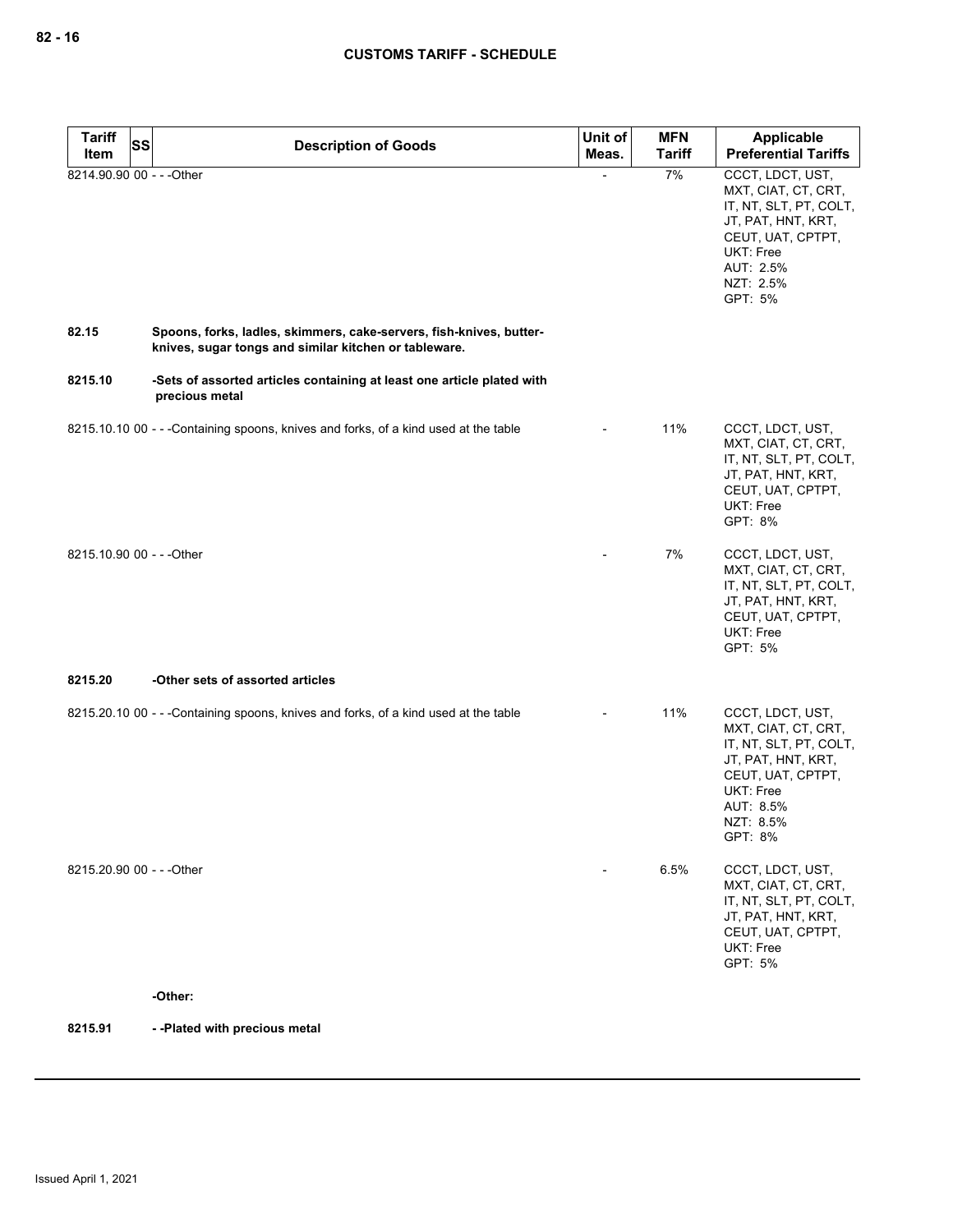| Tariff Item | SS | Description of Goods | Unit of Meas. | MFN Tariff | Applicable Preferential Tariffs |
|---|---|---|---|---|---|
| 8214.90.90 | 00 | - - -Other | - | 7% | CCCT, LDCT, UST, MXT, CIAT, CT, CRT, IT, NT, SLT, PT, COLT, JT, PAT, HNT, KRT, CEUT, UAT, CPTPT, UKT: Free<br>AUT: 2.5%<br>NZT: 2.5%<br>GPT: 5% |
| **82.15** | | **Spoons, forks, ladles, skimmers, cake-servers, fish-knives, butter-knives, sugar tongs and similar kitchen or tableware.** | | | |
| **8215.10** | | **-Sets of assorted articles containing at least one article plated with precious metal** | | | |
| 8215.10.10 | 00 | - - -Containing spoons, knives and forks, of a kind used at the table | - | 11% | CCCT, LDCT, UST, MXT, CIAT, CT, CRT, IT, NT, SLT, PT, COLT, JT, PAT, HNT, KRT, CEUT, UAT, CPTPT, UKT: Free<br>GPT: 8% |
| 8215.10.90 | 00 | - - -Other | - | 7% | CCCT, LDCT, UST, MXT, CIAT, CT, CRT, IT, NT, SLT, PT, COLT, JT, PAT, HNT, KRT, CEUT, UAT, CPTPT, UKT: Free<br>GPT: 5% |
| **8215.20** | | **-Other sets of assorted articles** | | | |
| 8215.20.10 | 00 | - - -Containing spoons, knives and forks, of a kind used at the table | - | 11% | CCCT, LDCT, UST, MXT, CIAT, CT, CRT, IT, NT, SLT, PT, COLT, JT, PAT, HNT, KRT, CEUT, UAT, CPTPT, UKT: Free<br>AUT: 8.5%<br>NZT: 8.5%<br>GPT: 8% |
| 8215.20.90 | 00 | - - -Other | - | 6.5% | CCCT, LDCT, UST, MXT, CIAT, CT, CRT, IT, NT, SLT, PT, COLT, JT, PAT, HNT, KRT, CEUT, UAT, CPTPT, UKT: Free<br>GPT: 5% |
| | | **-Other:** | | | |
| **8215.91** | | **- -Plated with precious metal** | | | |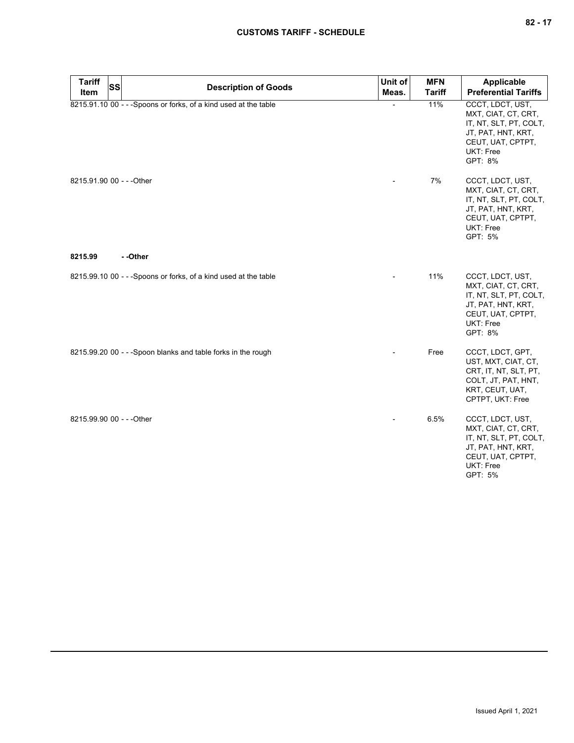| Tariff Item | SS | Description of Goods | Unit of Meas. | MFN Tariff | Applicable Preferential Tariffs |
|---|---|---|---|---|---|
| 8215.91.10 | 00 | - - -Spoons or forks, of a kind used at the table | - | 11% | CCCT, LDCT, UST, MXT, CIAT, CT, CRT, IT, NT, SLT, PT, COLT, JT, PAT, HNT, KRT, CEUT, UAT, CPTPT, UKT: Free<br>GPT: 8% |
| 8215.91.90 | 00 | - - -Other | - | 7% | CCCT, LDCT, UST, MXT, CIAT, CT, CRT, IT, NT, SLT, PT, COLT, JT, PAT, HNT, KRT, CEUT, UAT, CPTPT, UKT: Free<br>GPT: 5% |
| **8215.99** | | **- -Other** | | | |
| 8215.99.10 | 00 | - - -Spoons or forks, of a kind used at the table | - | 11% | CCCT, LDCT, UST, MXT, CIAT, CT, CRT, IT, NT, SLT, PT, COLT, JT, PAT, HNT, KRT, CEUT, UAT, CPTPT, UKT: Free<br>GPT: 8% |
| 8215.99.20 | 00 | - - -Spoon blanks and table forks in the rough | - | Free | CCCT, LDCT, GPT, UST, MXT, CIAT, CT, CRT, IT, NT, SLT, PT, COLT, JT, PAT, HNT, KRT, CEUT, UAT, CPTPT, UKT: Free |
| 8215.99.90 | 00 | - - -Other | - | 6.5% | CCCT, LDCT, UST, MXT, CIAT, CT, CRT, IT, NT, SLT, PT, COLT, JT, PAT, HNT, KRT, CEUT, UAT, CPTPT, UKT: Free<br>GPT: 5% |